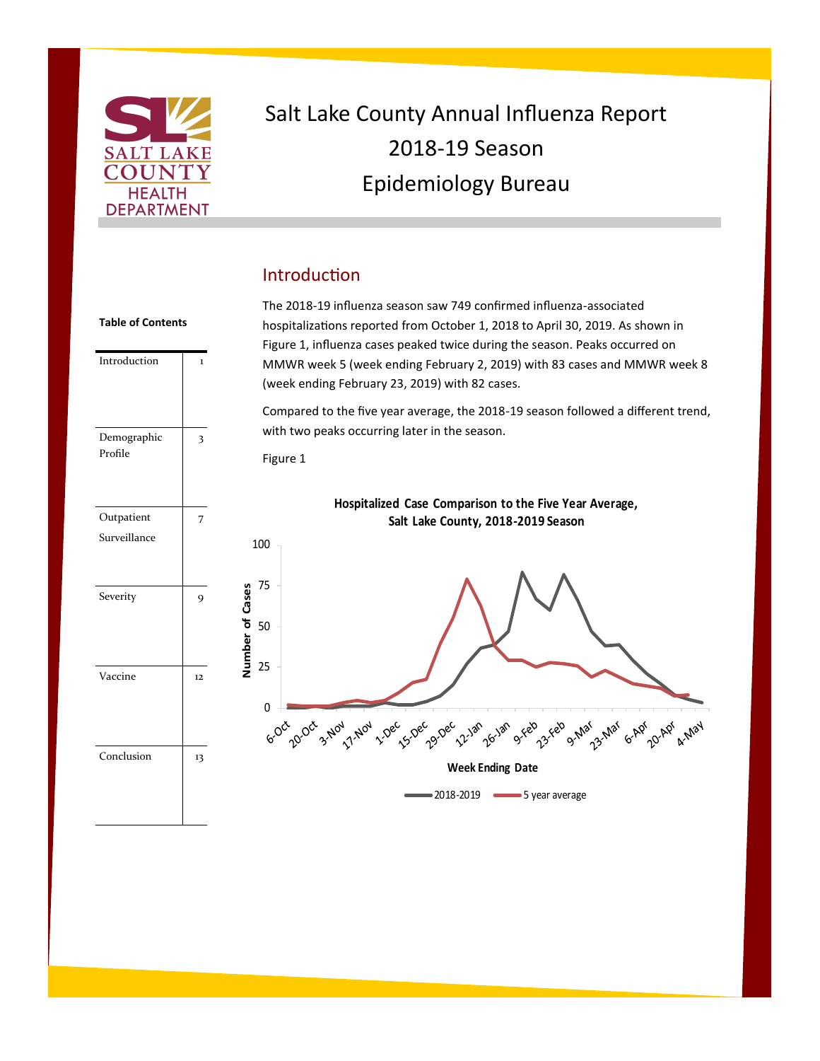# Salt Lake County Annual Influenza Report 2018-19 Season Epidemiology Bureau

**Table of Contents**

| Introduction | 1 |
|---|---|
| Demographic Profile | 3 |
| Outpatient Surveillance | 7 |
| Severity | 9 |
| Vaccine | 12 |
| Conclusion | 13 |

## Introduction

The 2018-19 influenza season saw 749 confirmed influenza-associated hospitalizations reported from October 1, 2018 to April 30, 2019. As shown in Figure 1, influenza cases peaked twice during the season. Peaks occurred on MMWR week 5 (week ending February 2, 2019) with 83 cases and MMWR week 8 (week ending February 23, 2019) with 82 cases.

Compared to the five year average, the 2018-19 season followed a different trend, with two peaks occurring later in the season.

Figure 1

**Hospitalized Case Comparison to the Five Year Average, Salt Lake County, 2018-2019 Season**

Y-axis: Number of Cases (0–100); X-axis: Week Ending Date (6-Oct through 4-May)

Legend: 2018-2019; 5 year average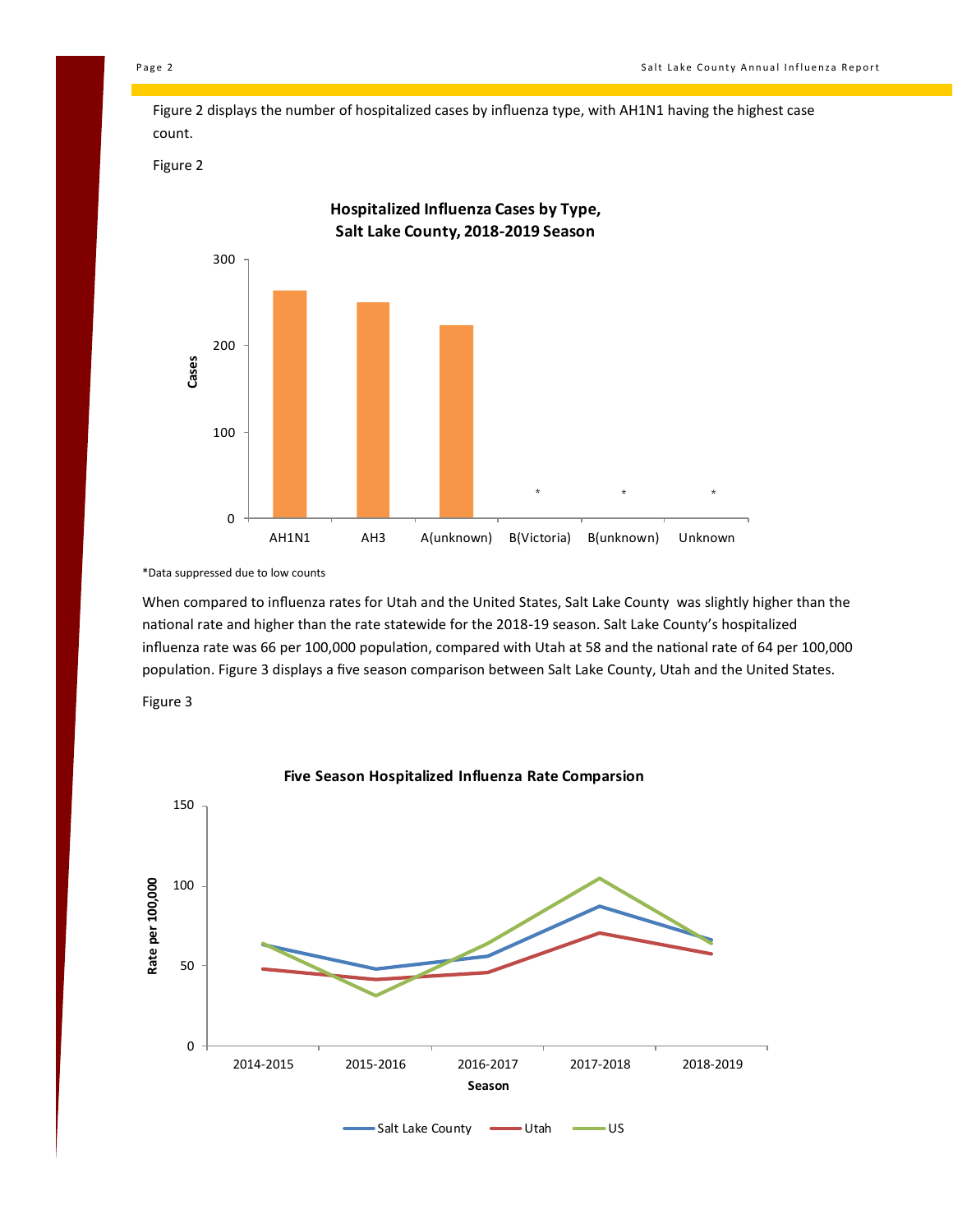Figure 2 displays the number of hospitalized cases by influenza type, with AH1N1 having the highest case count.

Figure 2

**Hospitalized Influenza Cases by Type, Salt Lake County, 2018-2019 Season**

*Data suppressed due to low counts

When compared to influenza rates for Utah and the United States, Salt Lake County was slightly higher than the national rate and higher than the rate statewide for the 2018-19 season. Salt Lake County's hospitalized influenza rate was 66 per 100,000 population, compared with Utah at 58 and the national rate of 64 per 100,000 population. Figure 3 displays a five season comparison between Salt Lake County, Utah and the United States.

Figure 3

**Five Season Hospitalized Influenza Rate Comparsion**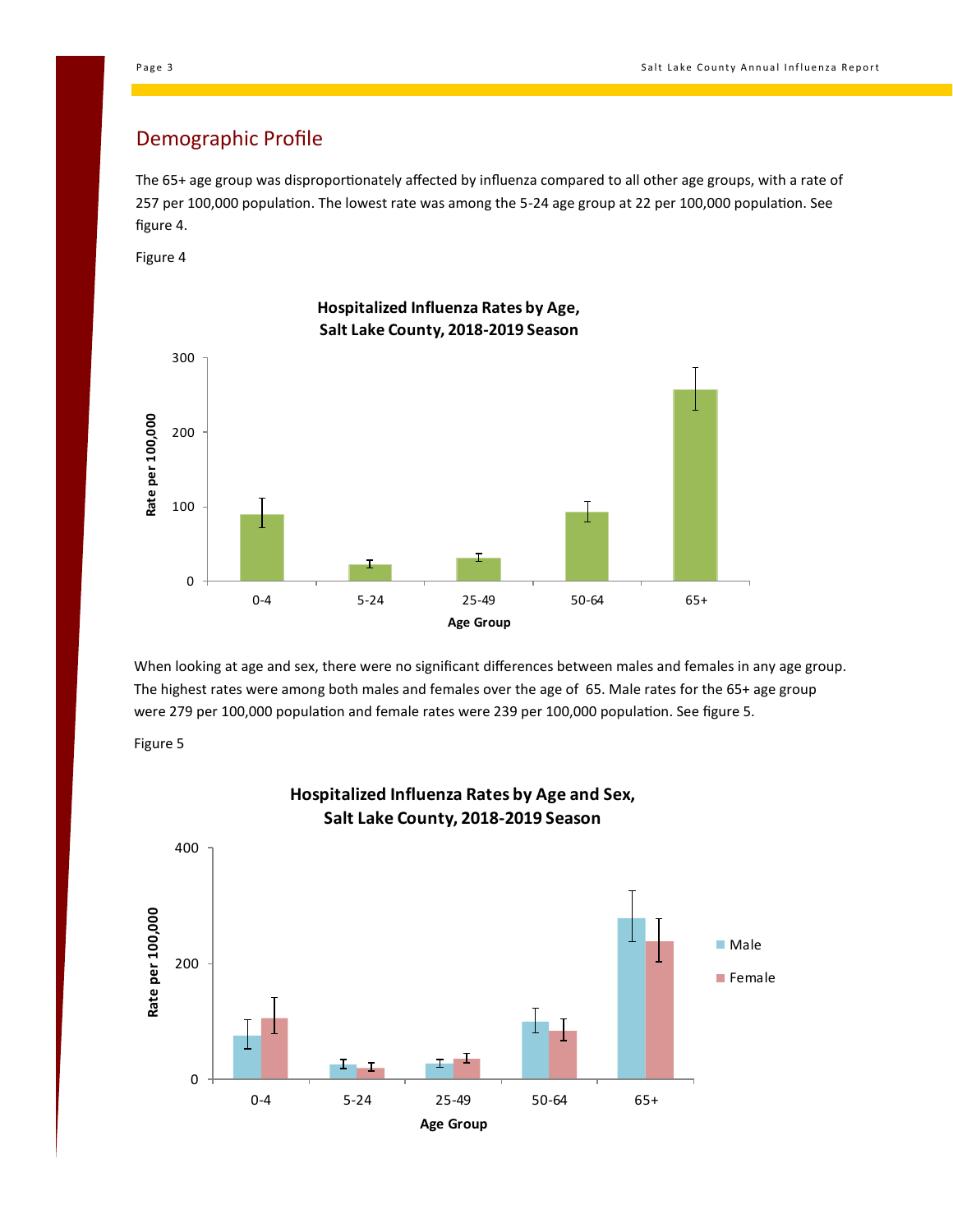## Demographic Profile

The 65+ age group was disproportionately affected by influenza compared to all other age groups, with a rate of 257 per 100,000 population. The lowest rate was among the 5-24 age group at 22 per 100,000 population. See figure 4.

Figure 4

**Hospitalized Influenza Rates by Age, Salt Lake County, 2018-2019 Season**

When looking at age and sex, there were no significant differences between males and females in any age group. The highest rates were among both males and females over the age of 65. Male rates for the 65+ age group were 279 per 100,000 population and female rates were 239 per 100,000 population. See figure 5.

Figure 5

**Hospitalized Influenza Rates by Age and Sex, Salt Lake County, 2018-2019 Season**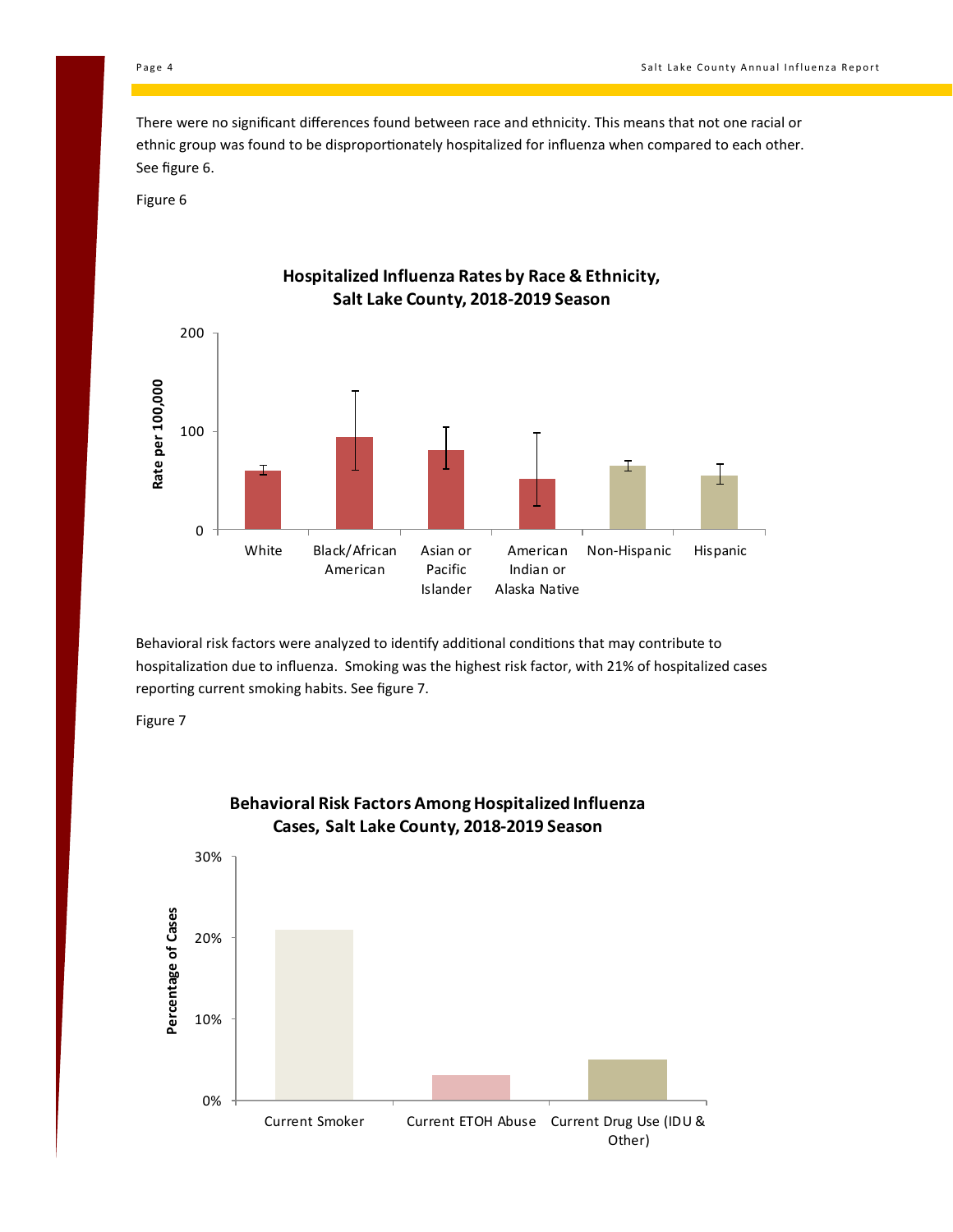There were no significant differences found between race and ethnicity. This means that not one racial or ethnic group was found to be disproportionately hospitalized for influenza when compared to each other. See figure 6.

Figure 6

**Hospitalized Influenza Rates by Race & Ethnicity, Salt Lake County, 2018-2019 Season**

Behavioral risk factors were analyzed to identify additional conditions that may contribute to hospitalization due to influenza. Smoking was the highest risk factor, with 21% of hospitalized cases reporting current smoking habits. See figure 7.

Figure 7

**Behavioral Risk Factors Among Hospitalized Influenza Cases, Salt Lake County, 2018-2019 Season**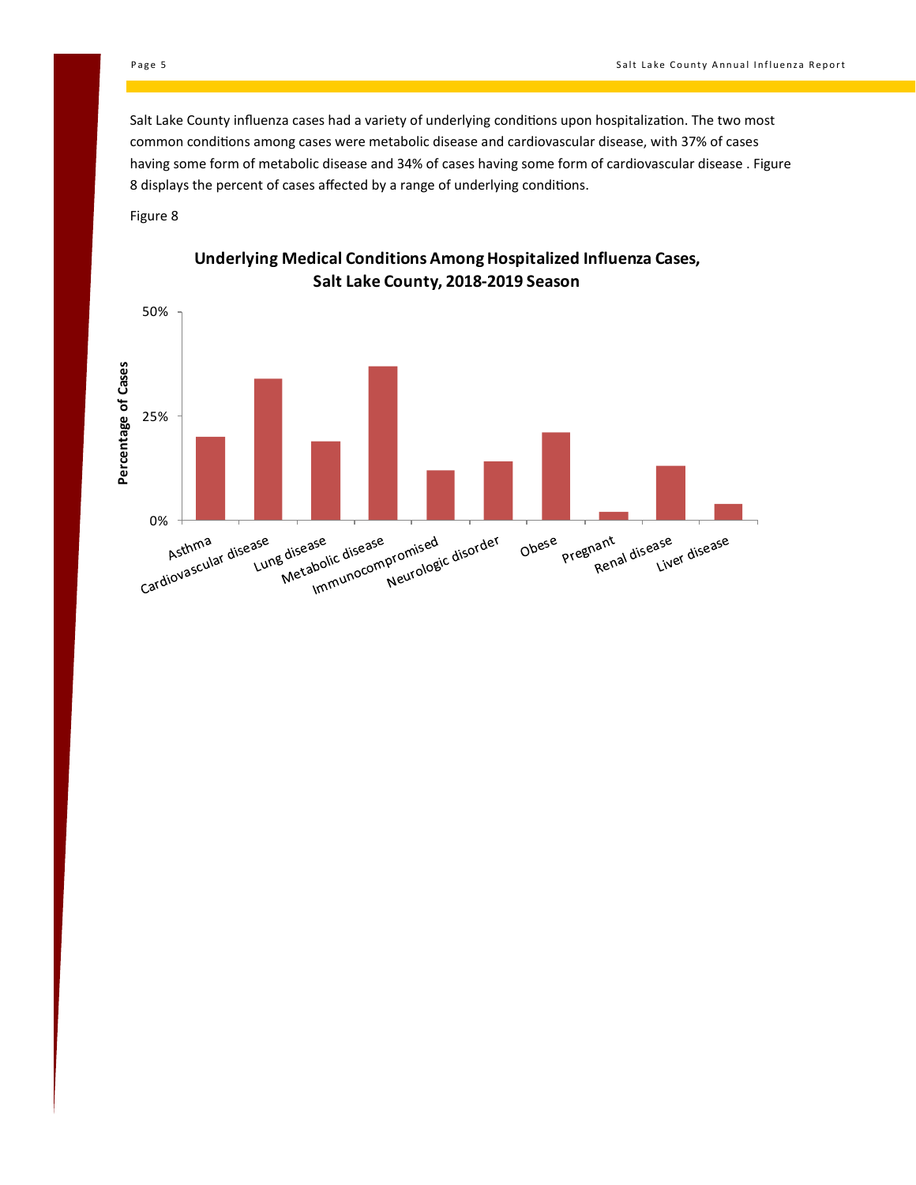Salt Lake County influenza cases had a variety of underlying conditions upon hospitalization. The two most common conditions among cases were metabolic disease and cardiovascular disease, with 37% of cases having some form of metabolic disease and 34% of cases having some form of cardiovascular disease . Figure 8 displays the percent of cases affected by a range of underlying conditions.

Figure 8

**Underlying Medical Conditions Among Hospitalized Influenza Cases, Salt Lake County, 2018-2019 Season**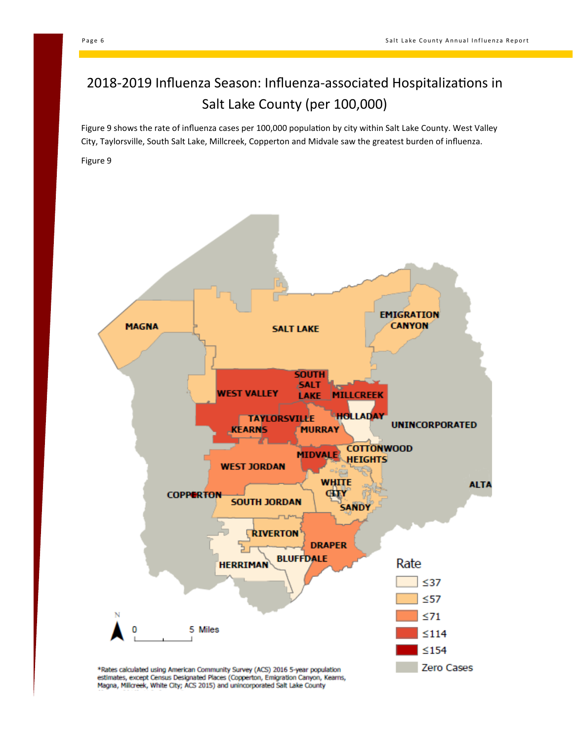# 2018-2019 Influenza Season: Influenza-associated Hospitalizations in Salt Lake County (per 100,000)

Figure 9 shows the rate of influenza cases per 100,000 population by city within Salt Lake County. West Valley City, Taylorsville, South Salt Lake, Millcreek, Copperton and Midvale saw the greatest burden of influenza.

Figure 9

*Rates calculated using American Community Survey (ACS) 2016 5-year population estimates, except Census Designated Places (Copperton, Emigration Canyon, Kearns, Magna, Millcreek, White City; ACS 2015) and unincorporated Salt Lake County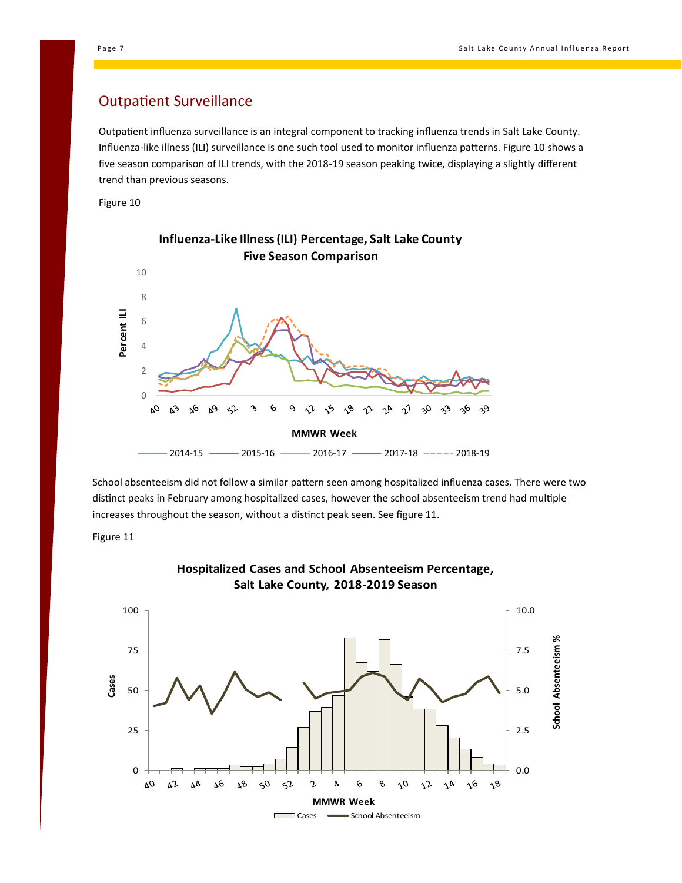## Outpatient Surveillance

Outpatient influenza surveillance is an integral component to tracking influenza trends in Salt Lake County. Influenza-like illness (ILI) surveillance is one such tool used to monitor influenza patterns. Figure 10 shows a five season comparison of ILI trends, with the 2018-19 season peaking twice, displaying a slightly different trend than previous seasons.

Figure 10

School absenteeism did not follow a similar pattern seen among hospitalized influenza cases. There were two distinct peaks in February among hospitalized cases, however the school absenteeism trend had multiple increases throughout the season, without a distinct peak seen. See figure 11.

Figure 11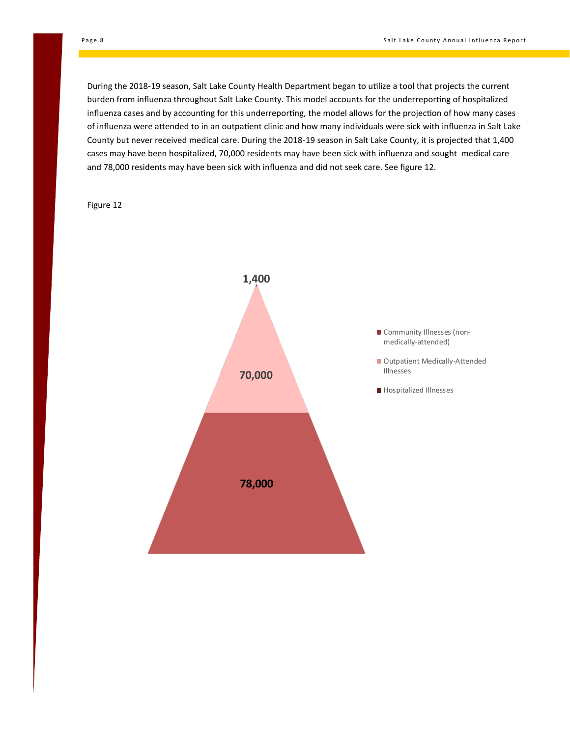During the 2018-19 season, Salt Lake County Health Department began to utilize a tool that projects the current burden from influenza throughout Salt Lake County. This model accounts for the underreporting of hospitalized influenza cases and by accounting for this underreporting, the model allows for the projection of how many cases of influenza were attended to in an outpatient clinic and how many individuals were sick with influenza in Salt Lake County but never received medical care. During the 2018-19 season in Salt Lake County, it is projected that 1,400 cases may have been hospitalized, 70,000 residents may have been sick with influenza and sought medical care and 78,000 residents may have been sick with influenza and did not seek care. See figure 12.

Figure 12

1,400

70,000

78,000

- Community Illnesses (non-medically-attended)
- Outpatient Medically-Attended Illnesses
- Hospitalized Illnesses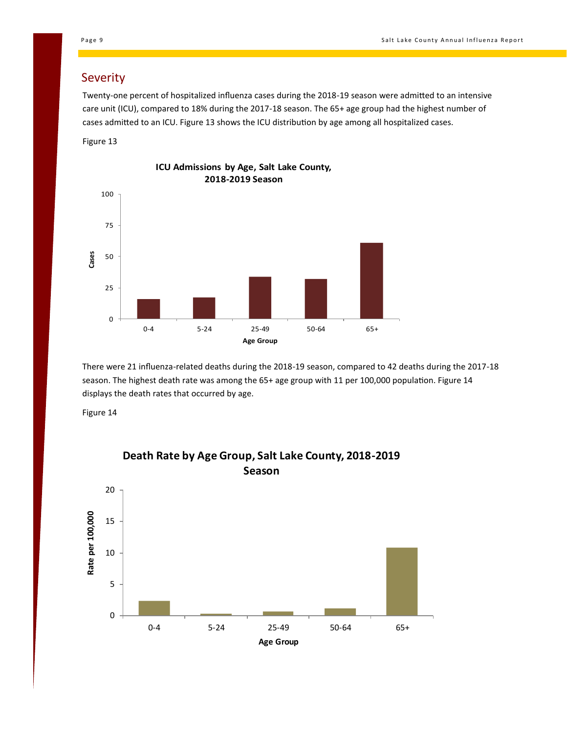## Severity

Twenty-one percent of hospitalized influenza cases during the 2018-19 season were admitted to an intensive care unit (ICU), compared to 18% during the 2017-18 season. The 65+ age group had the highest number of cases admitted to an ICU. Figure 13 shows the ICU distribution by age among all hospitalized cases.

Figure 13

**ICU Admissions by Age, Salt Lake County, 2018-2019 Season**

There were 21 influenza-related deaths during the 2018-19 season, compared to 42 deaths during the 2017-18 season. The highest death rate was among the 65+ age group with 11 per 100,000 population. Figure 14 displays the death rates that occurred by age.

Figure 14

**Death Rate by Age Group, Salt Lake County, 2018-2019 Season**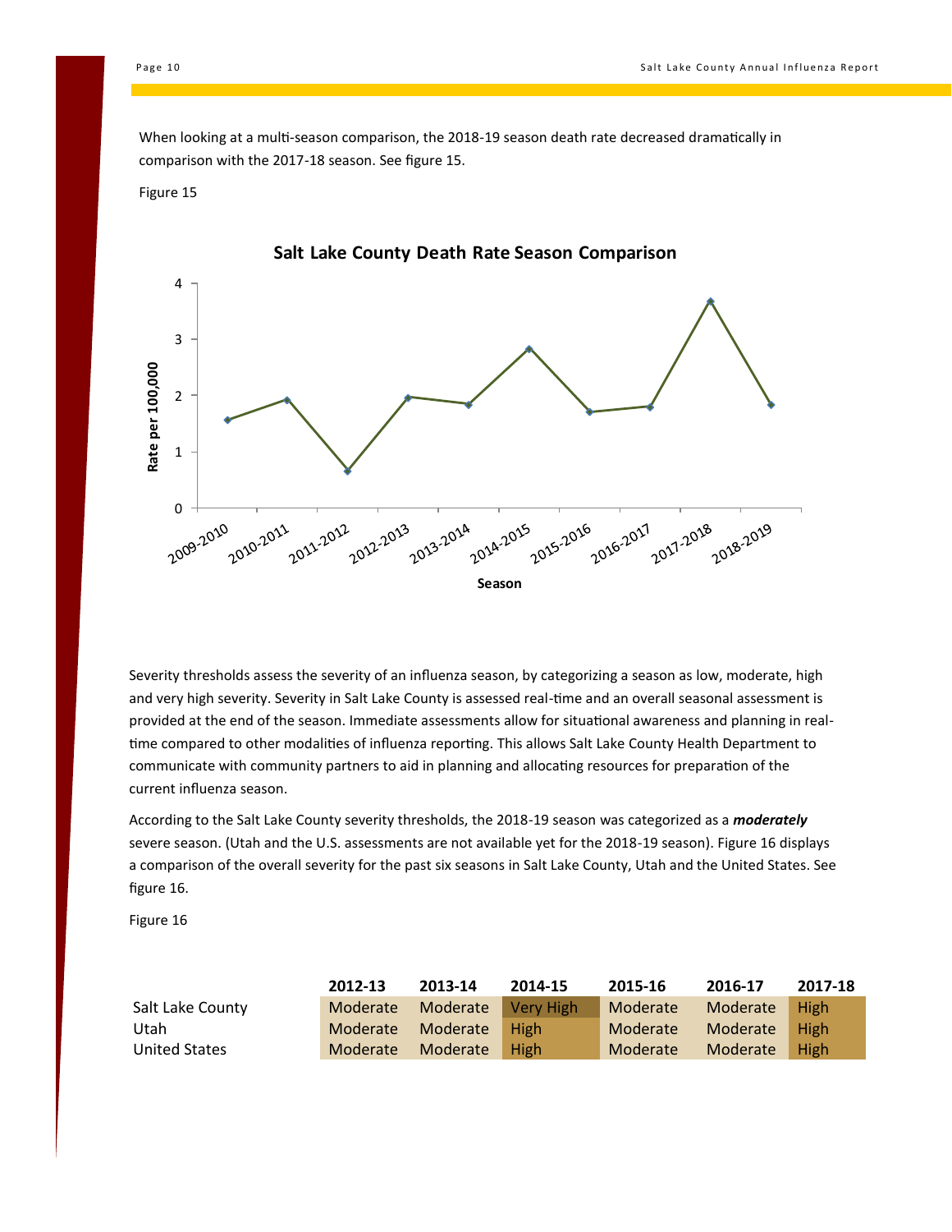When looking at a multi-season comparison, the 2018-19 season death rate decreased dramatically in comparison with the 2017-18 season. See figure 15.

Figure 15

Severity thresholds assess the severity of an influenza season, by categorizing a season as low, moderate, high and very high severity. Severity in Salt Lake County is assessed real-time and an overall seasonal assessment is provided at the end of the season. Immediate assessments allow for situational awareness and planning in real-time compared to other modalities of influenza reporting. This allows Salt Lake County Health Department to communicate with community partners to aid in planning and allocating resources for preparation of the current influenza season.

According to the Salt Lake County severity thresholds, the 2018-19 season was categorized as a ***moderately*** severe season. (Utah and the U.S. assessments are not available yet for the 2018-19 season). Figure 16 displays a comparison of the overall severity for the past six seasons in Salt Lake County, Utah and the United States. See figure 16.

Figure 16

| | 2012-13 | 2013-14 | 2014-15 | 2015-16 | 2016-17 | 2017-18 |
|---|---|---|---|---|---|---|
| Salt Lake County | Moderate | Moderate | Very High | Moderate | Moderate | High |
| Utah | Moderate | Moderate | High | Moderate | Moderate | High |
| United States | Moderate | Moderate | High | Moderate | Moderate | High |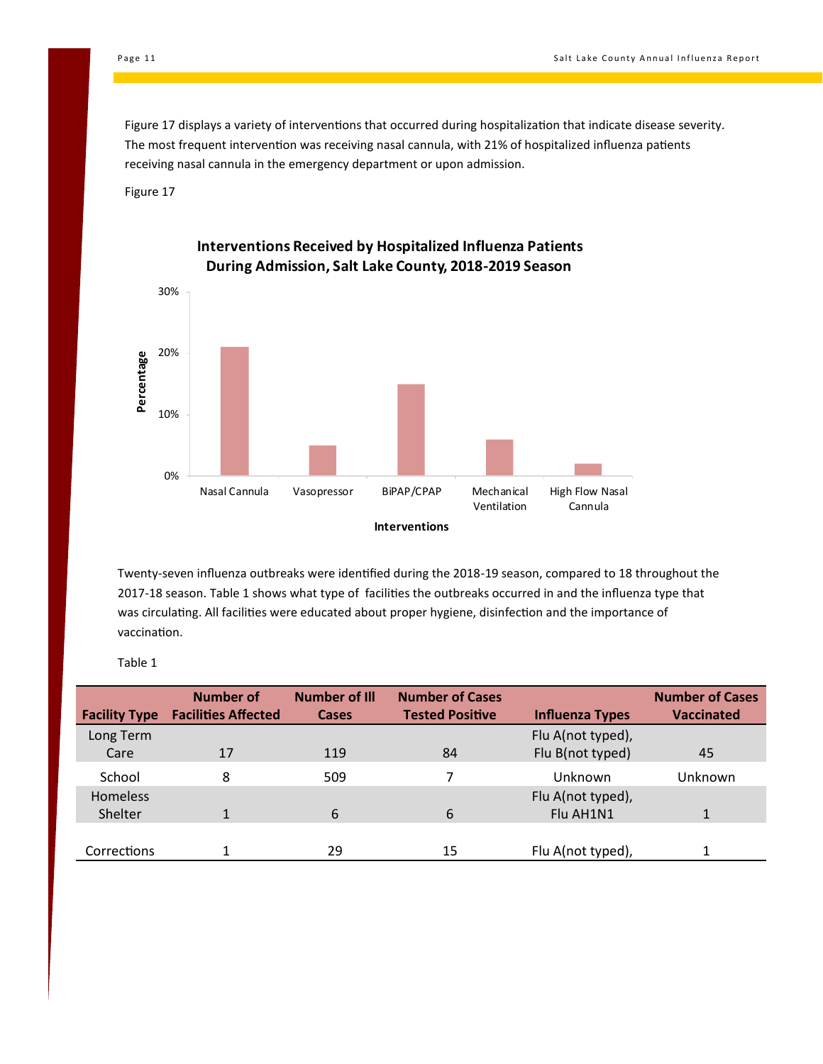Figure 17 displays a variety of interventions that occurred during hospitalization that indicate disease severity. The most frequent intervention was receiving nasal cannula, with 21% of hospitalized influenza patients receiving nasal cannula in the emergency department or upon admission.

Figure 17

**Interventions Received by Hospitalized Influenza Patients During Admission, Salt Lake County, 2018-2019 Season**

Twenty-seven influenza outbreaks were identified during the 2018-19 season, compared to 18 throughout the 2017-18 season. Table 1 shows what type of facilities the outbreaks occurred in and the influenza type that was circulating. All facilities were educated about proper hygiene, disinfection and the importance of vaccination.

Table 1

| Facility Type | Number of Facilities Affected | Number of Ill Cases | Number of Cases Tested Positive | Influenza Types | Number of Cases Vaccinated |
|---|---|---|---|---|---|
| Long Term Care | 17 | 119 | 84 | Flu A(not typed), Flu B(not typed) | 45 |
| School | 8 | 509 | 7 | Unknown | Unknown |
| Homeless Shelter | 1 | 6 | 6 | Flu A(not typed), Flu AH1N1 | 1 |
| Corrections | 1 | 29 | 15 | Flu A(not typed), | 1 |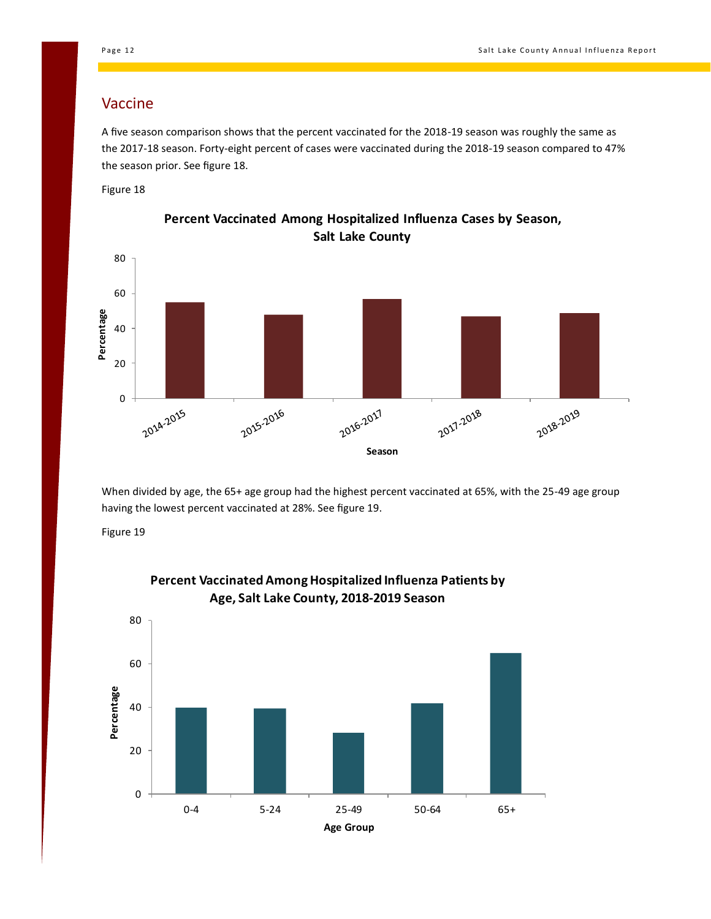## Vaccine

A five season comparison shows that the percent vaccinated for the 2018-19 season was roughly the same as the 2017-18 season. Forty-eight percent of cases were vaccinated during the 2018-19 season compared to 47% the season prior. See figure 18.

Figure 18

**Percent Vaccinated Among Hospitalized Influenza Cases by Season, Salt Lake County**

When divided by age, the 65+ age group had the highest percent vaccinated at 65%, with the 25-49 age group having the lowest percent vaccinated at 28%. See figure 19.

Figure 19

**Percent Vaccinated Among Hospitalized Influenza Patients by Age, Salt Lake County, 2018-2019 Season**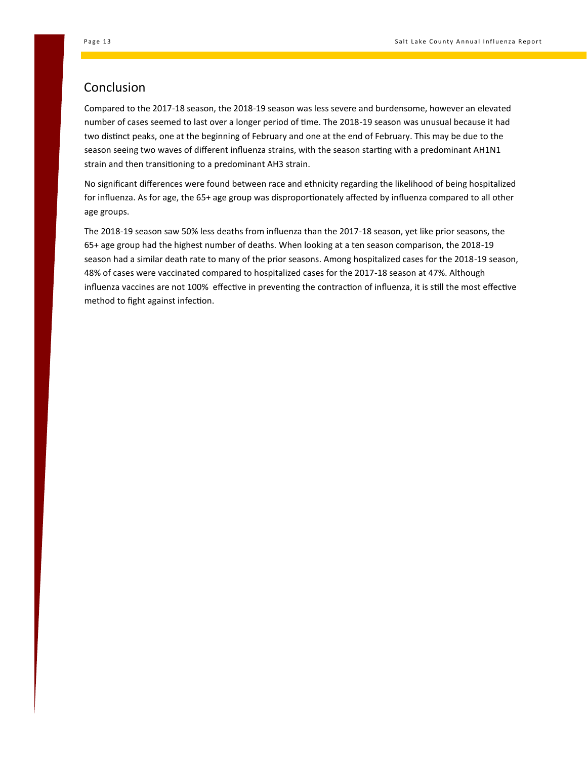## Conclusion

Compared to the 2017-18 season, the 2018-19 season was less severe and burdensome, however an elevated number of cases seemed to last over a longer period of time. The 2018-19 season was unusual because it had two distinct peaks, one at the beginning of February and one at the end of February. This may be due to the season seeing two waves of different influenza strains, with the season starting with a predominant AH1N1 strain and then transitioning to a predominant AH3 strain.

No significant differences were found between race and ethnicity regarding the likelihood of being hospitalized for influenza. As for age, the 65+ age group was disproportionately affected by influenza compared to all other age groups.

The 2018-19 season saw 50% less deaths from influenza than the 2017-18 season, yet like prior seasons, the 65+ age group had the highest number of deaths. When looking at a ten season comparison, the 2018-19 season had a similar death rate to many of the prior seasons. Among hospitalized cases for the 2018-19 season, 48% of cases were vaccinated compared to hospitalized cases for the 2017-18 season at 47%. Although influenza vaccines are not 100% effective in preventing the contraction of influenza, it is still the most effective method to fight against infection.